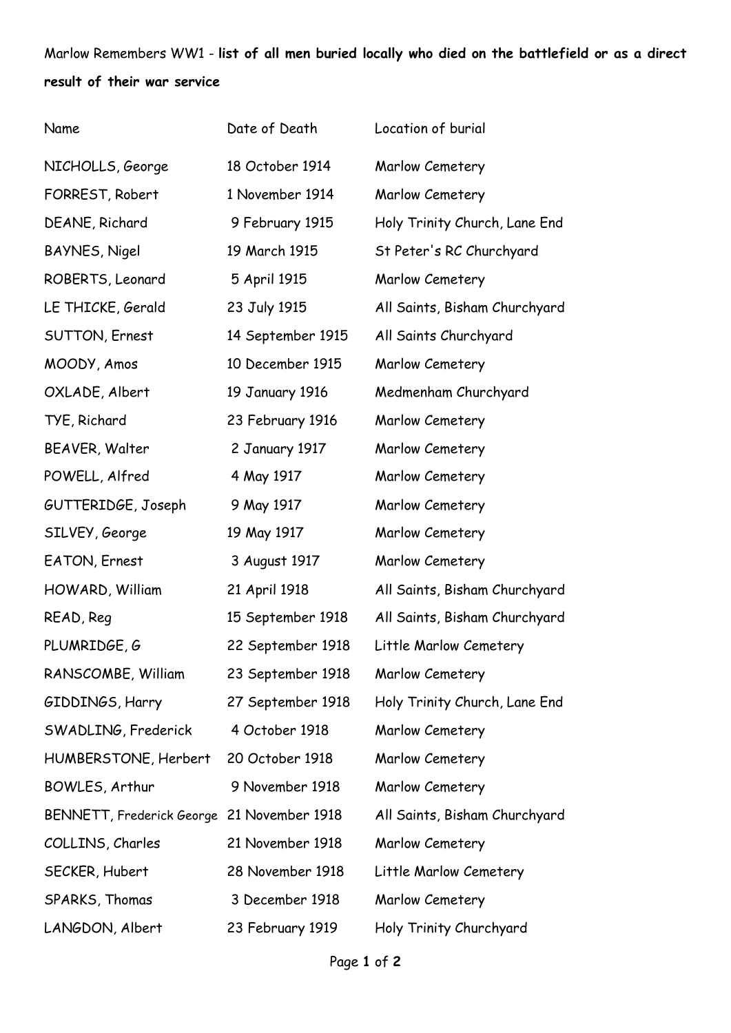Marlow Remembers WW1 - **list of all men buried locally who died on the battlefield or as a direct result of their war service**

| Name | Date of Death | Location of burial |
|---|---|---|
| NICHOLLS, George | 18 October 1914 | Marlow Cemetery |
| FORREST, Robert | 1 November 1914 | Marlow Cemetery |
| DEANE, Richard | 9 February 1915 | Holy Trinity Church, Lane End |
| BAYNES, Nigel | 19 March 1915 | St Peter's RC Churchyard |
| ROBERTS, Leonard | 5 April 1915 | Marlow Cemetery |
| LE THICKE, Gerald | 23 July 1915 | All Saints, Bisham Churchyard |
| SUTTON, Ernest | 14 September 1915 | All Saints Churchyard |
| MOODY, Amos | 10 December 1915 | Marlow Cemetery |
| OXLADE, Albert | 19 January 1916 | Medmenham Churchyard |
| TYE, Richard | 23 February 1916 | Marlow Cemetery |
| BEAVER, Walter | 2 January 1917 | Marlow Cemetery |
| POWELL, Alfred | 4 May 1917 | Marlow Cemetery |
| GUTTERIDGE, Joseph | 9 May 1917 | Marlow Cemetery |
| SILVEY, George | 19 May 1917 | Marlow Cemetery |
| EATON, Ernest | 3 August 1917 | Marlow Cemetery |
| HOWARD, William | 21 April 1918 | All Saints, Bisham Churchyard |
| READ, Reg | 15 September 1918 | All Saints, Bisham Churchyard |
| PLUMRIDGE, G | 22 September 1918 | Little Marlow Cemetery |
| RANSCOMBE, William | 23 September 1918 | Marlow Cemetery |
| GIDDINGS, Harry | 27 September 1918 | Holy Trinity Church, Lane End |
| SWADLING, Frederick | 4 October 1918 | Marlow Cemetery |
| HUMBERSTONE, Herbert | 20 October 1918 | Marlow Cemetery |
| BOWLES, Arthur | 9 November 1918 | Marlow Cemetery |
| BENNETT, Frederick George | 21 November 1918 | All Saints, Bisham Churchyard |
| COLLINS, Charles | 21 November 1918 | Marlow Cemetery |
| SECKER, Hubert | 28 November 1918 | Little Marlow Cemetery |
| SPARKS, Thomas | 3 December 1918 | Marlow Cemetery |
| LANGDON, Albert | 23 February 1919 | Holy Trinity Churchyard |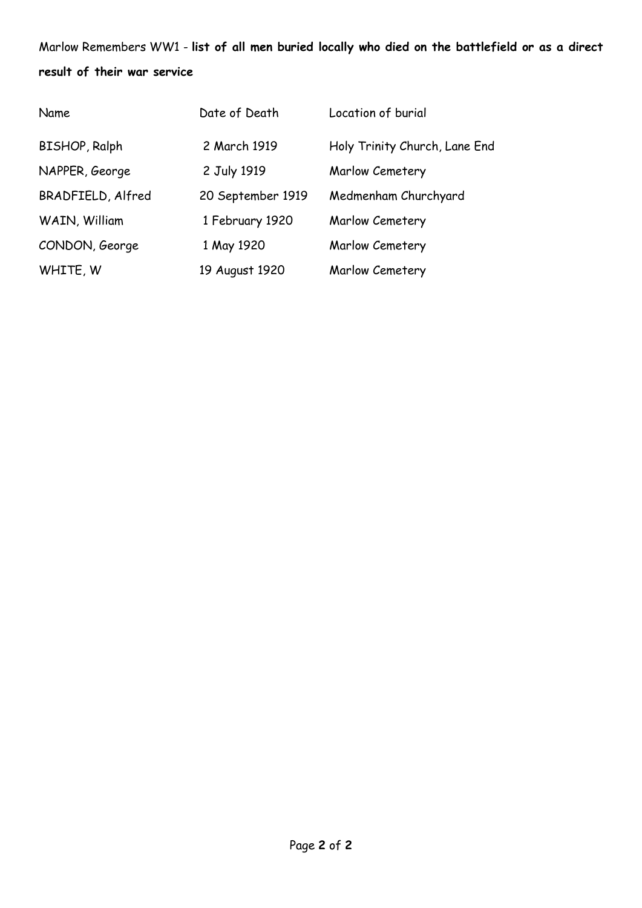Marlow Remembers WW1 - **list of all men buried locally who died on the battlefield or as a direct result of their war service**

| Name | Date of Death | Location of burial |
|---|---|---|
| BISHOP, Ralph | 2 March 1919 | Holy Trinity Church, Lane End |
| NAPPER, George | 2 July 1919 | Marlow Cemetery |
| BRADFIELD, Alfred | 20 September 1919 | Medmenham Churchyard |
| WAIN, William | 1 February 1920 | Marlow Cemetery |
| CONDON, George | 1 May 1920 | Marlow Cemetery |
| WHITE, W | 19 August 1920 | Marlow Cemetery |